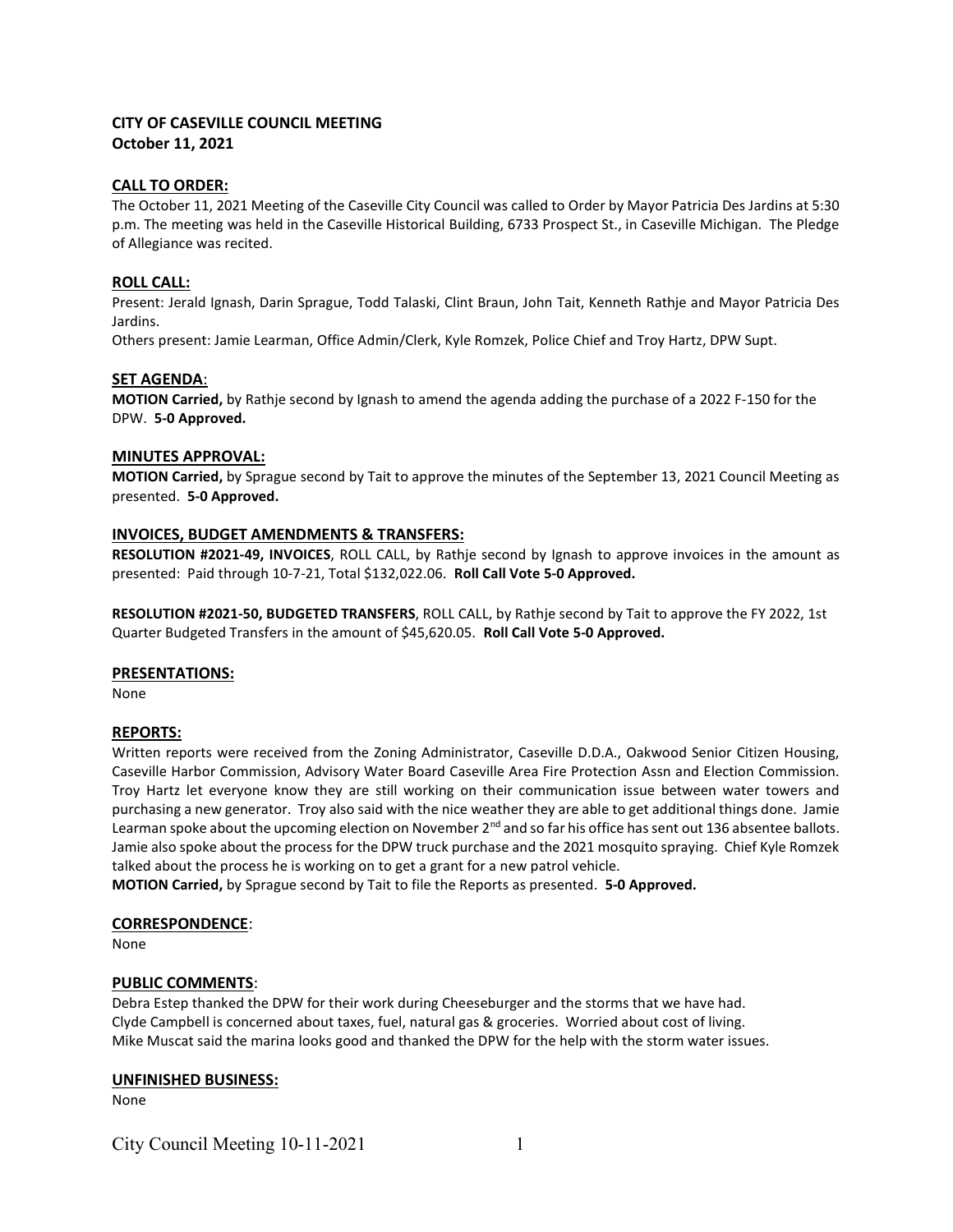**CITY OF CASEVILLE COUNCIL MEETING**
**October 11, 2021**

## CALL TO ORDER:

The October 11, 2021 Meeting of the Caseville City Council was called to Order by Mayor Patricia Des Jardins at 5:30 p.m. The meeting was held in the Caseville Historical Building, 6733 Prospect St., in Caseville Michigan. The Pledge of Allegiance was recited.

## ROLL CALL:

Present: Jerald Ignash, Darin Sprague, Todd Talaski, Clint Braun, John Tait, Kenneth Rathje and Mayor Patricia Des Jardins.
Others present: Jamie Learman, Office Admin/Clerk, Kyle Romzek, Police Chief and Troy Hartz, DPW Supt.

## SET AGENDA:

**MOTION Carried,** by Rathje second by Ignash to amend the agenda adding the purchase of a 2022 F-150 for the DPW. **5-0 Approved.**

## MINUTES APPROVAL:

**MOTION Carried,** by Sprague second by Tait to approve the minutes of the September 13, 2021 Council Meeting as presented. **5-0 Approved.**

## INVOICES, BUDGET AMENDMENTS & TRANSFERS:

**RESOLUTION #2021-49, INVOICES**, ROLL CALL, by Rathje second by Ignash to approve invoices in the amount as presented: Paid through 10-7-21, Total $132,022.06. **Roll Call Vote 5-0 Approved.**

**RESOLUTION #2021-50, BUDGETED TRANSFERS**, ROLL CALL, by Rathje second by Tait to approve the FY 2022, 1st Quarter Budgeted Transfers in the amount of $45,620.05. **Roll Call Vote 5-0 Approved.**

## PRESENTATIONS:

None

## REPORTS:

Written reports were received from the Zoning Administrator, Caseville D.D.A., Oakwood Senior Citizen Housing, Caseville Harbor Commission, Advisory Water Board Caseville Area Fire Protection Assn and Election Commission. Troy Hartz let everyone know they are still working on their communication issue between water towers and purchasing a new generator. Troy also said with the nice weather they are able to get additional things done. Jamie Learman spoke about the upcoming election on November 2nd and so far his office has sent out 136 absentee ballots. Jamie also spoke about the process for the DPW truck purchase and the 2021 mosquito spraying. Chief Kyle Romzek talked about the process he is working on to get a grant for a new patrol vehicle.
**MOTION Carried,** by Sprague second by Tait to file the Reports as presented. **5-0 Approved.**

## CORRESPONDENCE:

None

## PUBLIC COMMENTS:

Debra Estep thanked the DPW for their work during Cheeseburger and the storms that we have had.
Clyde Campbell is concerned about taxes, fuel, natural gas & groceries. Worried about cost of living.
Mike Muscat said the marina looks good and thanked the DPW for the help with the storm water issues.

## UNFINISHED BUSINESS:

None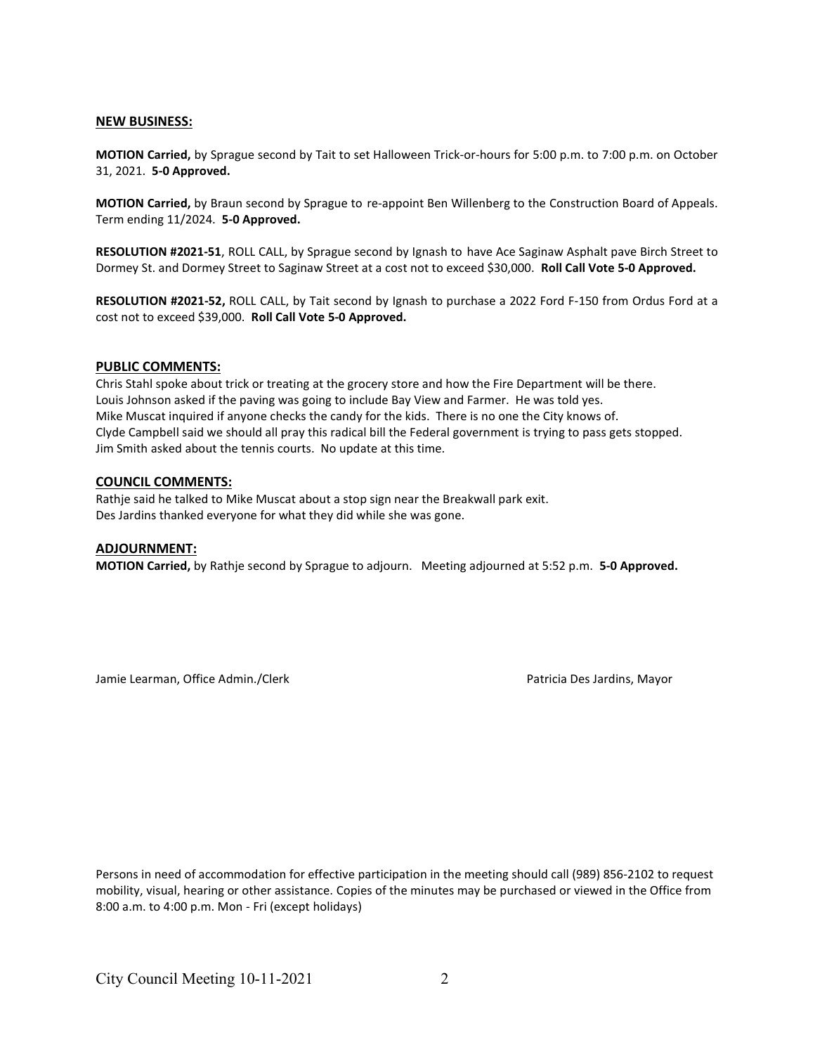## NEW BUSINESS:

**MOTION Carried,** by Sprague second by Tait to set Halloween Trick-or-hours for 5:00 p.m. to 7:00 p.m. on October 31, 2021. **5-0 Approved.**

**MOTION Carried,** by Braun second by Sprague to re-appoint Ben Willenberg to the Construction Board of Appeals. Term ending 11/2024. **5-0 Approved.**

**RESOLUTION #2021-51**, ROLL CALL, by Sprague second by Ignash to have Ace Saginaw Asphalt pave Birch Street to Dormey St. and Dormey Street to Saginaw Street at a cost not to exceed $30,000. **Roll Call Vote 5-0 Approved.**

**RESOLUTION #2021-52,** ROLL CALL, by Tait second by Ignash to purchase a 2022 Ford F-150 from Ordus Ford at a cost not to exceed $39,000. **Roll Call Vote 5-0 Approved.**

## PUBLIC COMMENTS:

Chris Stahl spoke about trick or treating at the grocery store and how the Fire Department will be there.
Louis Johnson asked if the paving was going to include Bay View and Farmer. He was told yes.
Mike Muscat inquired if anyone checks the candy for the kids. There is no one the City knows of.
Clyde Campbell said we should all pray this radical bill the Federal government is trying to pass gets stopped.
Jim Smith asked about the tennis courts. No update at this time.

## COUNCIL COMMENTS:

Rathje said he talked to Mike Muscat about a stop sign near the Breakwall park exit.
Des Jardins thanked everyone for what they did while she was gone.

## ADJOURNMENT:

**MOTION Carried,** by Rathje second by Sprague to adjourn. Meeting adjourned at 5:52 p.m. **5-0 Approved.**

Jamie Learman, Office Admin./Clerk

Patricia Des Jardins, Mayor

Persons in need of accommodation for effective participation in the meeting should call (989) 856-2102 to request mobility, visual, hearing or other assistance. Copies of the minutes may be purchased or viewed in the Office from 8:00 a.m. to 4:00 p.m. Mon - Fri (except holidays)